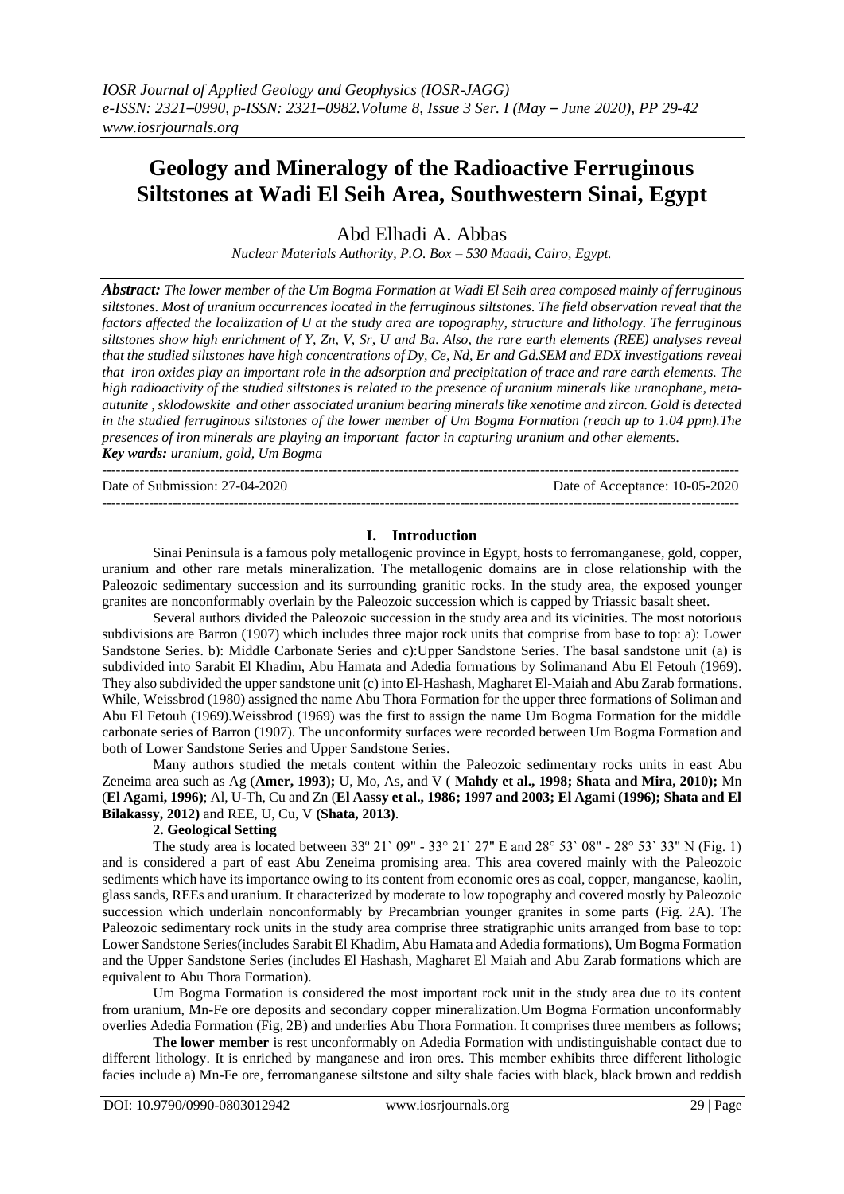# Geology and Mineralogy of the Radioactive Ferruginous Siltstones at Wadi El Seih Area, Southwestern Sinai, Egypt

Abd Elhadi A. Abbas

*Nuclear Materials Authority, P.O. Box – 530 Maadi, Cairo, Egypt.*

***Abstract:*** *The lower member of the Um Bogma Formation at Wadi El Seih area composed mainly of ferruginous siltstones. Most of uranium occurrences located in the ferruginous siltstones. The field observation reveal that the factors affected the localization of U at the study area are topography, structure and lithology. The ferruginous siltstones show high enrichment of Y, Zn, V, Sr, U and Ba. Also, the rare earth elements (REE) analyses reveal that the studied siltstones have high concentrations of Dy, Ce, Nd, Er and Gd.SEM and EDX investigations reveal that iron oxides play an important role in the adsorption and precipitation of trace and rare earth elements. The high radioactivity of the studied siltstones is related to the presence of uranium minerals like uranophane, meta-autunite , sklodowskite and other associated uranium bearing minerals like xenotime and zircon. Gold is detected in the studied ferruginous siltstones of the lower member of Um Bogma Formation (reach up to 1.04 ppm).The presences of iron minerals are playing an important factor in capturing uranium and other elements.*

***Key wards:*** *uranium, gold, Um Bogma*

---

Date of Submission: 27-04-2020 | Date of Acceptance: 10-05-2020

---

## I. Introduction

Sinai Peninsula is a famous poly metallogenic province in Egypt, hosts to ferromanganese, gold, copper, uranium and other rare metals mineralization. The metallogenic domains are in close relationship with the Paleozoic sedimentary succession and its surrounding granitic rocks. In the study area, the exposed younger granites are nonconformably overlain by the Paleozoic succession which is capped by Triassic basalt sheet.

Several authors divided the Paleozoic succession in the study area and its vicinities. The most notorious subdivisions are Barron (1907) which includes three major rock units that comprise from base to top: a): Lower Sandstone Series. b): Middle Carbonate Series and c):Upper Sandstone Series. The basal sandstone unit (a) is subdivided into Sarabit El Khadim, Abu Hamata and Adedia formations by Solimanand Abu El Fetouh (1969). They also subdivided the upper sandstone unit (c) into El-Hashash, Magharet El-Maiah and Abu Zarab formations. While, Weissbrod (1980) assigned the name Abu Thora Formation for the upper three formations of Soliman and Abu El Fetouh (1969).Weissbrod (1969) was the first to assign the name Um Bogma Formation for the middle carbonate series of Barron (1907). The unconformity surfaces were recorded between Um Bogma Formation and both of Lower Sandstone Series and Upper Sandstone Series.

Many authors studied the metals content within the Paleozoic sedimentary rocks units in east Abu Zeneima area such as Ag (**Amer, 1993);** U, Mo, As, and V ( **Mahdy et al., 1998; Shata and Mira, 2010);** Mn (**El Agami, 1996**); Al, U-Th, Cu and Zn (**El Aassy et al., 1986; 1997 and 2003; El Agami (1996); Shata and El Bilakassy, 2012)** and REE, U, Cu, V **(Shata, 2013)**.

### 2. Geological Setting

The study area is located between 33º 21` 09" - 33° 21` 27" E and 28° 53` 08" - 28° 53` 33" N (Fig. 1) and is considered a part of east Abu Zeneima promising area. This area covered mainly with the Paleozoic sediments which have its importance owing to its content from economic ores as coal, copper, manganese, kaolin, glass sands, REEs and uranium. It characterized by moderate to low topography and covered mostly by Paleozoic succession which underlain nonconformably by Precambrian younger granites in some parts (Fig. 2A). The Paleozoic sedimentary rock units in the study area comprise three stratigraphic units arranged from base to top: Lower Sandstone Series(includes Sarabit El Khadim, Abu Hamata and Adedia formations), Um Bogma Formation and the Upper Sandstone Series (includes El Hashash, Magharet El Maiah and Abu Zarab formations which are equivalent to Abu Thora Formation).

Um Bogma Formation is considered the most important rock unit in the study area due to its content from uranium, Mn-Fe ore deposits and secondary copper mineralization.Um Bogma Formation unconformably overlies Adedia Formation (Fig, 2B) and underlies Abu Thora Formation. It comprises three members as follows;

**The lower member** is rest unconformably on Adedia Formation with undistinguishable contact due to different lithology. It is enriched by manganese and iron ores. This member exhibits three different lithologic facies include a) Mn-Fe ore, ferromanganese siltstone and silty shale facies with black, black brown and reddish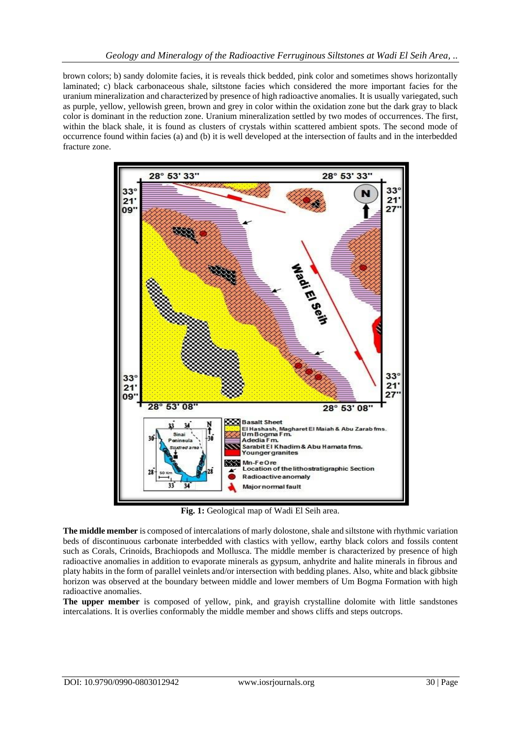brown colors; b) sandy dolomite facies, it is reveals thick bedded, pink color and sometimes shows horizontally laminated; c) black carbonaceous shale, siltstone facies which considered the more important facies for the uranium mineralization and characterized by presence of high radioactive anomalies. It is usually variegated, such as purple, yellow, yellowish green, brown and grey in color within the oxidation zone but the dark gray to black color is dominant in the reduction zone. Uranium mineralization settled by two modes of occurrences. The first, within the black shale, it is found as clusters of crystals within scattered ambient spots. The second mode of occurrence found within facies (a) and (b) it is well developed at the intersection of faults and in the interbedded fracture zone.

**Fig. 1:** Geological map of Wadi El Seih area.

**The middle member** is composed of intercalations of marly dolostone, shale and siltstone with rhythmic variation beds of discontinuous carbonate interbedded with clastics with yellow, earthy black colors and fossils content such as Corals, Crinoids, Brachiopods and Mollusca. The middle member is characterized by presence of high radioactive anomalies in addition to evaporate minerals as gypsum, anhydrite and halite minerals in fibrous and platy habits in the form of parallel veinlets and/or intersection with bedding planes. Also, white and black gibbsite horizon was observed at the boundary between middle and lower members of Um Bogma Formation with high radioactive anomalies.

**The upper member** is composed of yellow, pink, and grayish crystalline dolomite with little sandstones intercalations. It is overlies conformably the middle member and shows cliffs and steps outcrops.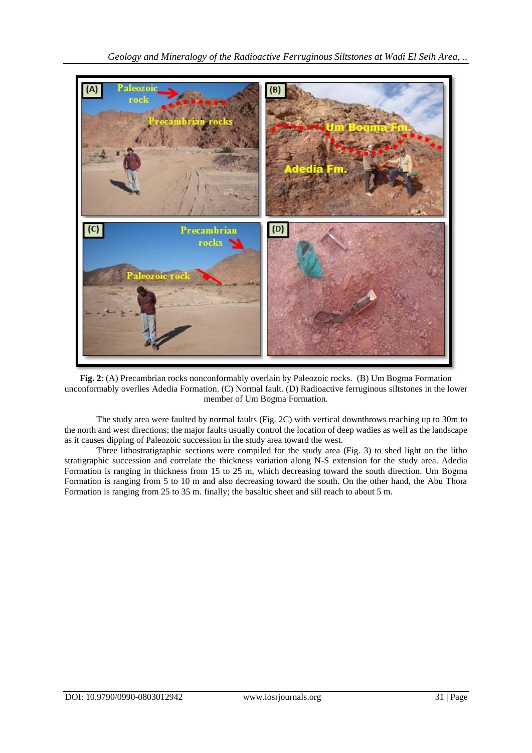**Fig. 2**: (A) Precambrian rocks nonconformably overlain by Paleozoic rocks. (B) Um Bogma Formation unconformably overlies Adedia Formation. (C) Normal fault. (D) Radioactive ferruginous siltstones in the lower member of Um Bogma Formation.

The study area were faulted by normal faults (Fig. 2C) with vertical downthrows reaching up to 30m to the north and west directions; the major faults usually control the location of deep wadies as well as the landscape as it causes dipping of Paleozoic succession in the study area toward the west.

Three lithostratigraphic sections were compiled for the study area (Fig. 3) to shed light on the litho stratigraphic succession and correlate the thickness variation along N-S extension for the study area. Adedia Formation is ranging in thickness from 15 to 25 m, which decreasing toward the south direction. Um Bogma Formation is ranging from 5 to 10 m and also decreasing toward the south. On the other hand, the Abu Thora Formation is ranging from 25 to 35 m. finally; the basaltic sheet and sill reach to about 5 m.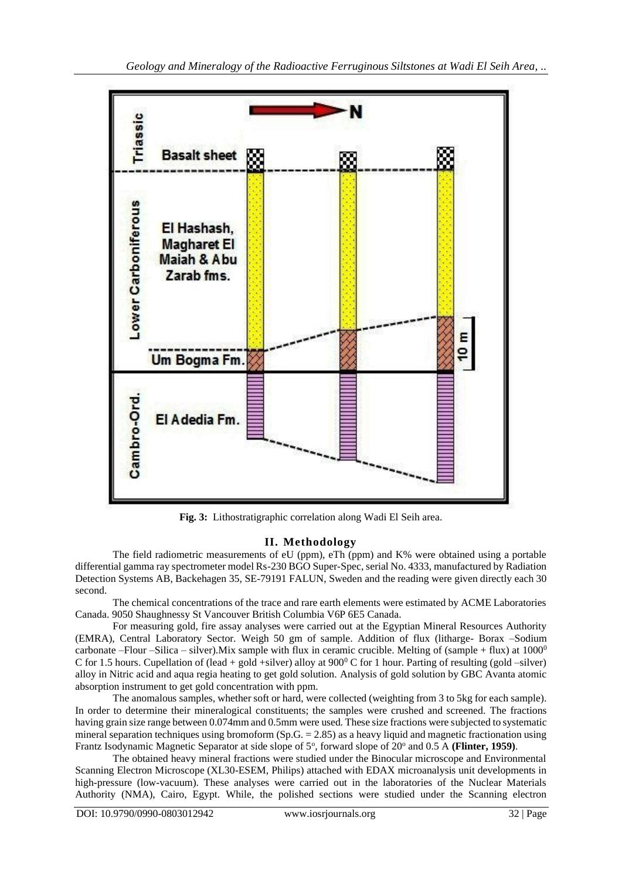**Fig. 3:** Lithostratigraphic correlation along Wadi El Seih area.

## II. Methodology

The field radiometric measurements of eU (ppm), eTh (ppm) and K% were obtained using a portable differential gamma ray spectrometer model Rs-230 BGO Super-Spec, serial No. 4333, manufactured by Radiation Detection Systems AB, Backehagen 35, SE-79191 FALUN, Sweden and the reading were given directly each 30 second.

The chemical concentrations of the trace and rare earth elements were estimated by ACME Laboratories Canada. 9050 Shaughnessy St Vancouver British Columbia V6P 6E5 Canada.

For measuring gold, fire assay analyses were carried out at the Egyptian Mineral Resources Authority (EMRA), Central Laboratory Sector. Weigh 50 gm of sample. Addition of flux (litharge- Borax –Sodium carbonate –Flour –Silica – silver).Mix sample with flux in ceramic crucible. Melting of (sample + flux) at $1000^0$ C for 1.5 hours. Cupellation of (lead + gold +silver) alloy at $900^0$ C for 1 hour. Parting of resulting (gold –silver) alloy in Nitric acid and aqua regia heating to get gold solution. Analysis of gold solution by GBC Avanta atomic absorption instrument to get gold concentration with ppm.

The anomalous samples, whether soft or hard, were collected (weighting from 3 to 5kg for each sample). In order to determine their mineralogical constituents; the samples were crushed and screened. The fractions having grain size range between 0.074mm and 0.5mm were used. These size fractions were subjected to systematic mineral separation techniques using bromoform (Sp.G. = 2.85) as a heavy liquid and magnetic fractionation using Frantz Isodynamic Magnetic Separator at side slope of $5^o$, forward slope of $20^o$ and 0.5 A **(Flinter, 1959)**.

The obtained heavy mineral fractions were studied under the Binocular microscope and Environmental Scanning Electron Microscope (XL30-ESEM, Philips) attached with EDAX microanalysis unit developments in high-pressure (low-vacuum). These analyses were carried out in the laboratories of the Nuclear Materials Authority (NMA), Cairo, Egypt. While, the polished sections were studied under the Scanning electron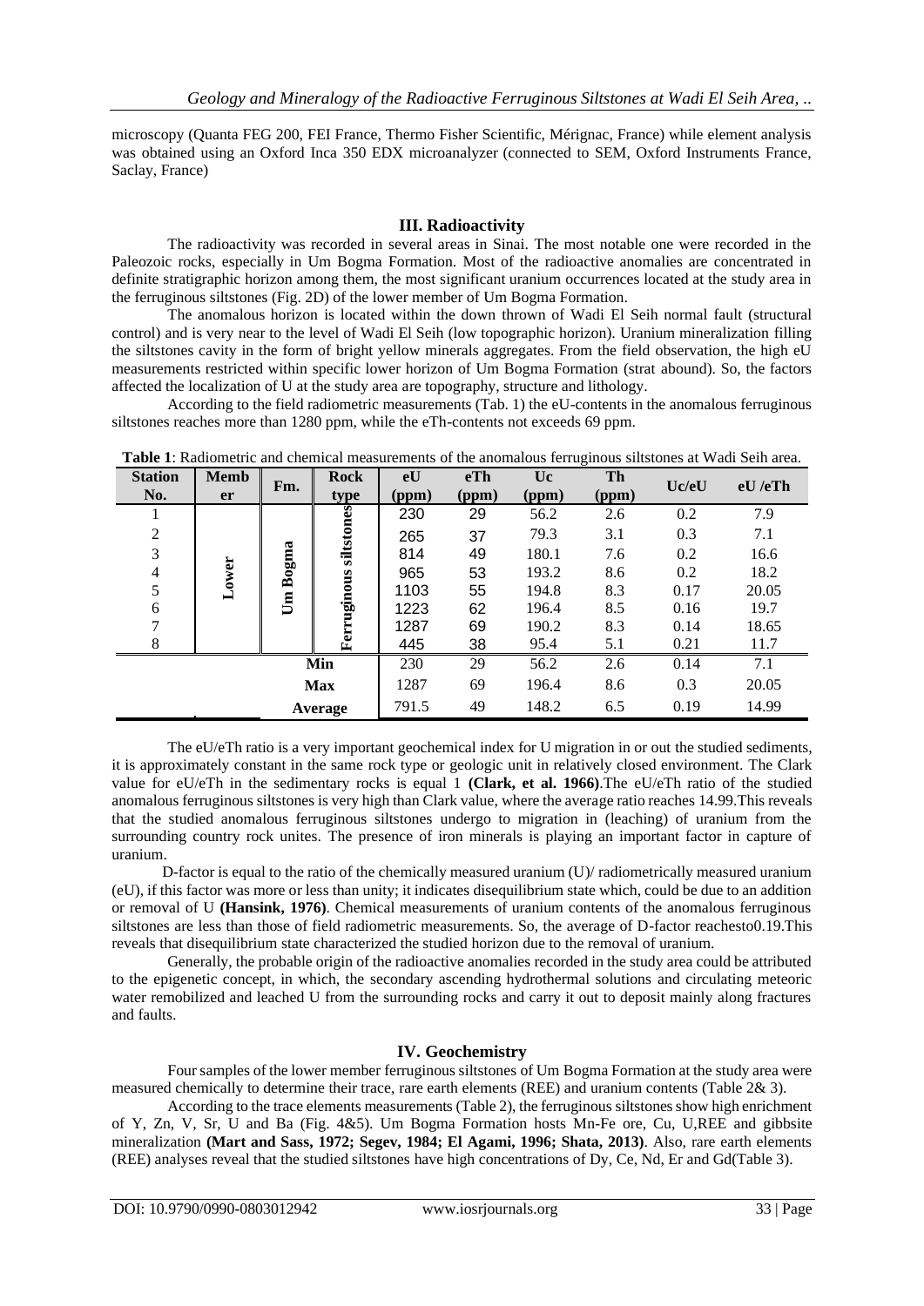microscopy (Quanta FEG 200, FEI France, Thermo Fisher Scientific, Mérignac, France) while element analysis was obtained using an Oxford Inca 350 EDX microanalyzer (connected to SEM, Oxford Instruments France, Saclay, France)

## III. Radioactivity

The radioactivity was recorded in several areas in Sinai. The most notable one were recorded in the Paleozoic rocks, especially in Um Bogma Formation. Most of the radioactive anomalies are concentrated in definite stratigraphic horizon among them, the most significant uranium occurrences located at the study area in the ferruginous siltstones (Fig. 2D) of the lower member of Um Bogma Formation.

The anomalous horizon is located within the down thrown of Wadi El Seih normal fault (structural control) and is very near to the level of Wadi El Seih (low topographic horizon). Uranium mineralization filling the siltstones cavity in the form of bright yellow minerals aggregates. From the field observation, the high eU measurements restricted within specific lower horizon of Um Bogma Formation (strat abound). So, the factors affected the localization of U at the study area are topography, structure and lithology.

According to the field radiometric measurements (Tab. 1) the eU-contents in the anomalous ferruginous siltstones reaches more than 1280 ppm, while the eTh-contents not exceeds 69 ppm.

**Table 1**: Radiometric and chemical measurements of the anomalous ferruginous siltstones at Wadi Seih area.

| Station No. | Member | Fm. | Rock type | eU (ppm) | eTh (ppm) | Uc (ppm) | Th (ppm) | Uc/eU | eU /eTh |
|---|---|---|---|---|---|---|---|---|---|
| 1 | Lower | Um Bogma | Ferruginous siltstones | 230 | 29 | 56.2 | 2.6 | 0.2 | 7.9 |
| 2 | | | | 265 | 37 | 79.3 | 3.1 | 0.3 | 7.1 |
| 3 | | | | 814 | 49 | 180.1 | 7.6 | 0.2 | 16.6 |
| 4 | | | | 965 | 53 | 193.2 | 8.6 | 0.2 | 18.2 |
| 5 | | | | 1103 | 55 | 194.8 | 8.3 | 0.17 | 20.05 |
| 6 | | | | 1223 | 62 | 196.4 | 8.5 | 0.16 | 19.7 |
| 7 | | | | 1287 | 69 | 190.2 | 8.3 | 0.14 | 18.65 |
| 8 | | | | 445 | 38 | 95.4 | 5.1 | 0.21 | 11.7 |
| | | Min | | 230 | 29 | 56.2 | 2.6 | 0.14 | 7.1 |
| | | Max | | 1287 | 69 | 196.4 | 8.6 | 0.3 | 20.05 |
| | | Average | | 791.5 | 49 | 148.2 | 6.5 | 0.19 | 14.99 |

The eU/eTh ratio is a very important geochemical index for U migration in or out the studied sediments, it is approximately constant in the same rock type or geologic unit in relatively closed environment. The Clark value for eU/eTh in the sedimentary rocks is equal 1 **(Clark, et al. 1966)**.The eU/eTh ratio of the studied anomalous ferruginous siltstones is very high than Clark value, where the average ratio reaches 14.99.This reveals that the studied anomalous ferruginous siltstones undergo to migration in (leaching) of uranium from the surrounding country rock unites. The presence of iron minerals is playing an important factor in capture of uranium.

D-factor is equal to the ratio of the chemically measured uranium (U)/ radiometrically measured uranium (eU), if this factor was more or less than unity; it indicates disequilibrium state which, could be due to an addition or removal of U **(Hansink, 1976)**. Chemical measurements of uranium contents of the anomalous ferruginous siltstones are less than those of field radiometric measurements. So, the average of D-factor reachesto0.19.This reveals that disequilibrium state characterized the studied horizon due to the removal of uranium.

Generally, the probable origin of the radioactive anomalies recorded in the study area could be attributed to the epigenetic concept, in which, the secondary ascending hydrothermal solutions and circulating meteoric water remobilized and leached U from the surrounding rocks and carry it out to deposit mainly along fractures and faults.

## IV. Geochemistry

Four samples of the lower member ferruginous siltstones of Um Bogma Formation at the study area were measured chemically to determine their trace, rare earth elements (REE) and uranium contents (Table 2& 3).

According to the trace elements measurements (Table 2), the ferruginous siltstones show high enrichment of Y, Zn, V, Sr, U and Ba (Fig. 4&5). Um Bogma Formation hosts Mn-Fe ore, Cu, U,REE and gibbsite mineralization **(Mart and Sass, 1972; Segev, 1984; El Agami, 1996; Shata, 2013)**. Also, rare earth elements (REE) analyses reveal that the studied siltstones have high concentrations of Dy, Ce, Nd, Er and Gd(Table 3).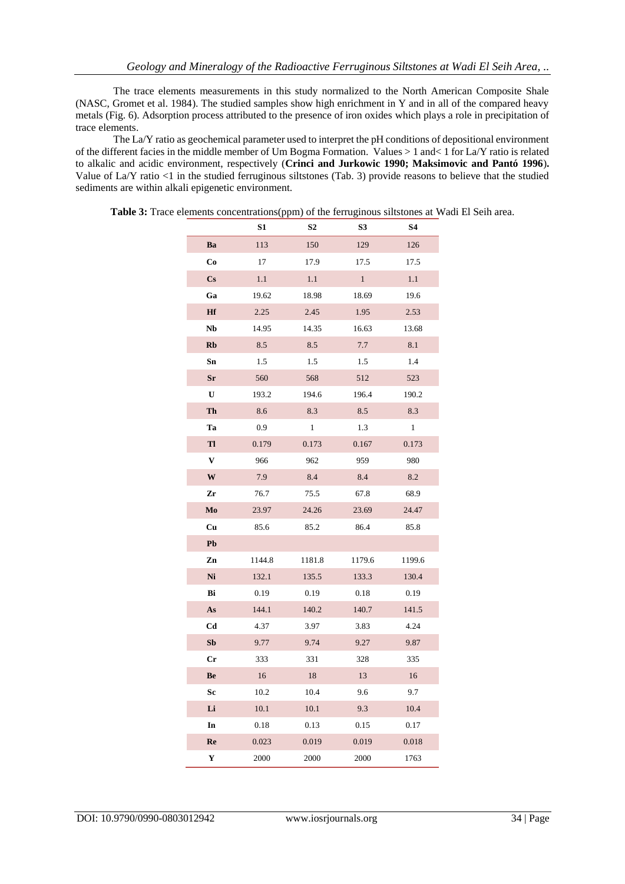The trace elements measurements in this study normalized to the North American Composite Shale (NASC, Gromet et al. 1984). The studied samples show high enrichment in Y and in all of the compared heavy metals (Fig. 6). Adsorption process attributed to the presence of iron oxides which plays a role in precipitation of trace elements.

The La/Y ratio as geochemical parameter used to interpret the pH conditions of depositional environment of the different facies in the middle member of Um Bogma Formation. Values > 1 and< 1 for La/Y ratio is related to alkalic and acidic environment, respectively (**Crinci and Jurkowic 1990; Maksimovic and Pantó 1996**). Value of La/Y ratio <1 in the studied ferruginous siltstones (Tab. 3) provide reasons to believe that the studied sediments are within alkali epigenetic environment.

**Table 3:** Trace elements concentrations(ppm) of the ferruginous siltstones at Wadi El Seih area.

| | S1 | S2 | S3 | S4 |
|---|---|---|---|---|
| **Ba** | 113 | 150 | 129 | 126 |
| **Co** | 17 | 17.9 | 17.5 | 17.5 |
| **Cs** | 1.1 | 1.1 | 1 | 1.1 |
| **Ga** | 19.62 | 18.98 | 18.69 | 19.6 |
| **Hf** | 2.25 | 2.45 | 1.95 | 2.53 |
| **Nb** | 14.95 | 14.35 | 16.63 | 13.68 |
| **Rb** | 8.5 | 8.5 | 7.7 | 8.1 |
| **Sn** | 1.5 | 1.5 | 1.5 | 1.4 |
| **Sr** | 560 | 568 | 512 | 523 |
| **U** | 193.2 | 194.6 | 196.4 | 190.2 |
| **Th** | 8.6 | 8.3 | 8.5 | 8.3 |
| **Ta** | 0.9 | 1 | 1.3 | 1 |
| **Tl** | 0.179 | 0.173 | 0.167 | 0.173 |
| **V** | 966 | 962 | 959 | 980 |
| **W** | 7.9 | 8.4 | 8.4 | 8.2 |
| **Zr** | 76.7 | 75.5 | 67.8 | 68.9 |
| **Mo** | 23.97 | 24.26 | 23.69 | 24.47 |
| **Cu** | 85.6 | 85.2 | 86.4 | 85.8 |
| **Pb** | | | | |
| **Zn** | 1144.8 | 1181.8 | 1179.6 | 1199.6 |
| **Ni** | 132.1 | 135.5 | 133.3 | 130.4 |
| **Bi** | 0.19 | 0.19 | 0.18 | 0.19 |
| **As** | 144.1 | 140.2 | 140.7 | 141.5 |
| **Cd** | 4.37 | 3.97 | 3.83 | 4.24 |
| **Sb** | 9.77 | 9.74 | 9.27 | 9.87 |
| **Cr** | 333 | 331 | 328 | 335 |
| **Be** | 16 | 18 | 13 | 16 |
| **Sc** | 10.2 | 10.4 | 9.6 | 9.7 |
| **Li** | 10.1 | 10.1 | 9.3 | 10.4 |
| **In** | 0.18 | 0.13 | 0.15 | 0.17 |
| **Re** | 0.023 | 0.019 | 0.019 | 0.018 |
| **Y** | 2000 | 2000 | 2000 | 1763 |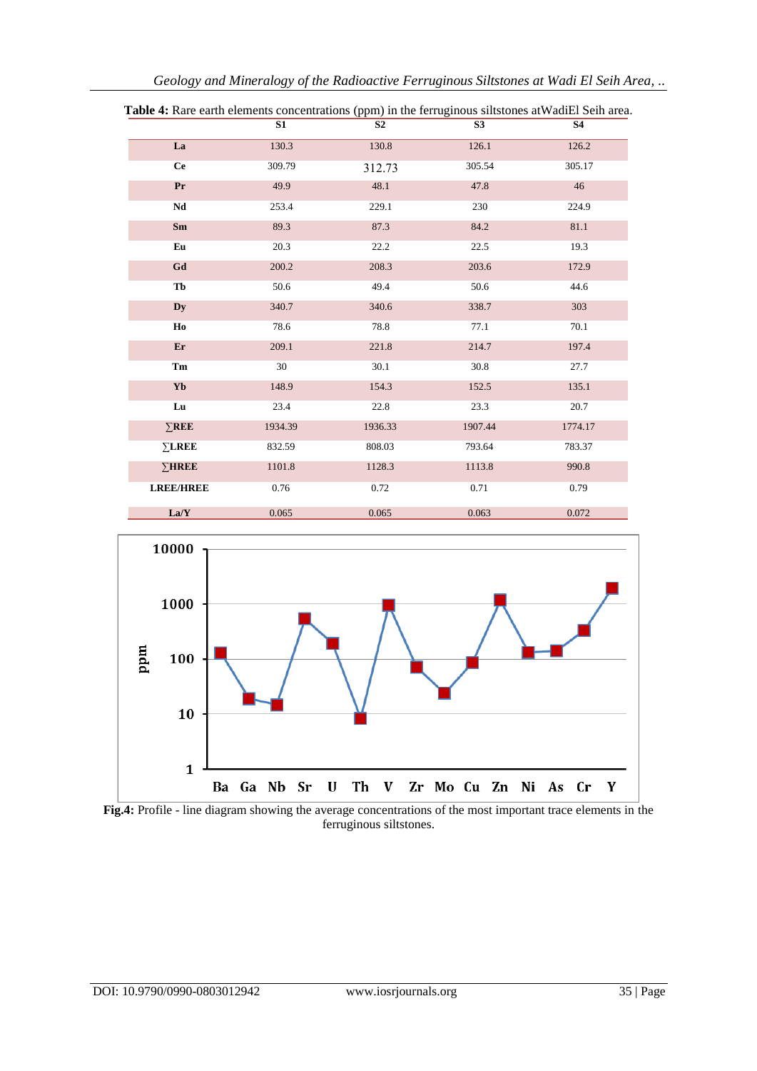**Table 4:** Rare earth elements concentrations (ppm) in the ferruginous siltstones atWadiEl Seih area.

| | S1 | S2 | S3 | S4 |
|---|---|---|---|---|
| **La** | 130.3 | 130.8 | 126.1 | 126.2 |
| **Ce** | 309.79 | 312.73 | 305.54 | 305.17 |
| **Pr** | 49.9 | 48.1 | 47.8 | 46 |
| **Nd** | 253.4 | 229.1 | 230 | 224.9 |
| **Sm** | 89.3 | 87.3 | 84.2 | 81.1 |
| **Eu** | 20.3 | 22.2 | 22.5 | 19.3 |
| **Gd** | 200.2 | 208.3 | 203.6 | 172.9 |
| **Tb** | 50.6 | 49.4 | 50.6 | 44.6 |
| **Dy** | 340.7 | 340.6 | 338.7 | 303 |
| **Ho** | 78.6 | 78.8 | 77.1 | 70.1 |
| **Er** | 209.1 | 221.8 | 214.7 | 197.4 |
| **Tm** | 30 | 30.1 | 30.8 | 27.7 |
| **Yb** | 148.9 | 154.3 | 152.5 | 135.1 |
| **Lu** | 23.4 | 22.8 | 23.3 | 20.7 |
| **∑REE** | 1934.39 | 1936.33 | 1907.44 | 1774.17 |
| **∑LREE** | 832.59 | 808.03 | 793.64 | 783.37 |
| **∑HREE** | 1101.8 | 1128.3 | 1113.8 | 990.8 |
| **LREE/HREE** | 0.76 | 0.72 | 0.71 | 0.79 |
| **La/Y** | 0.065 | 0.065 | 0.063 | 0.072 |

**Fig.4:** Profile - line diagram showing the average concentrations of the most important trace elements in the ferruginous siltstones.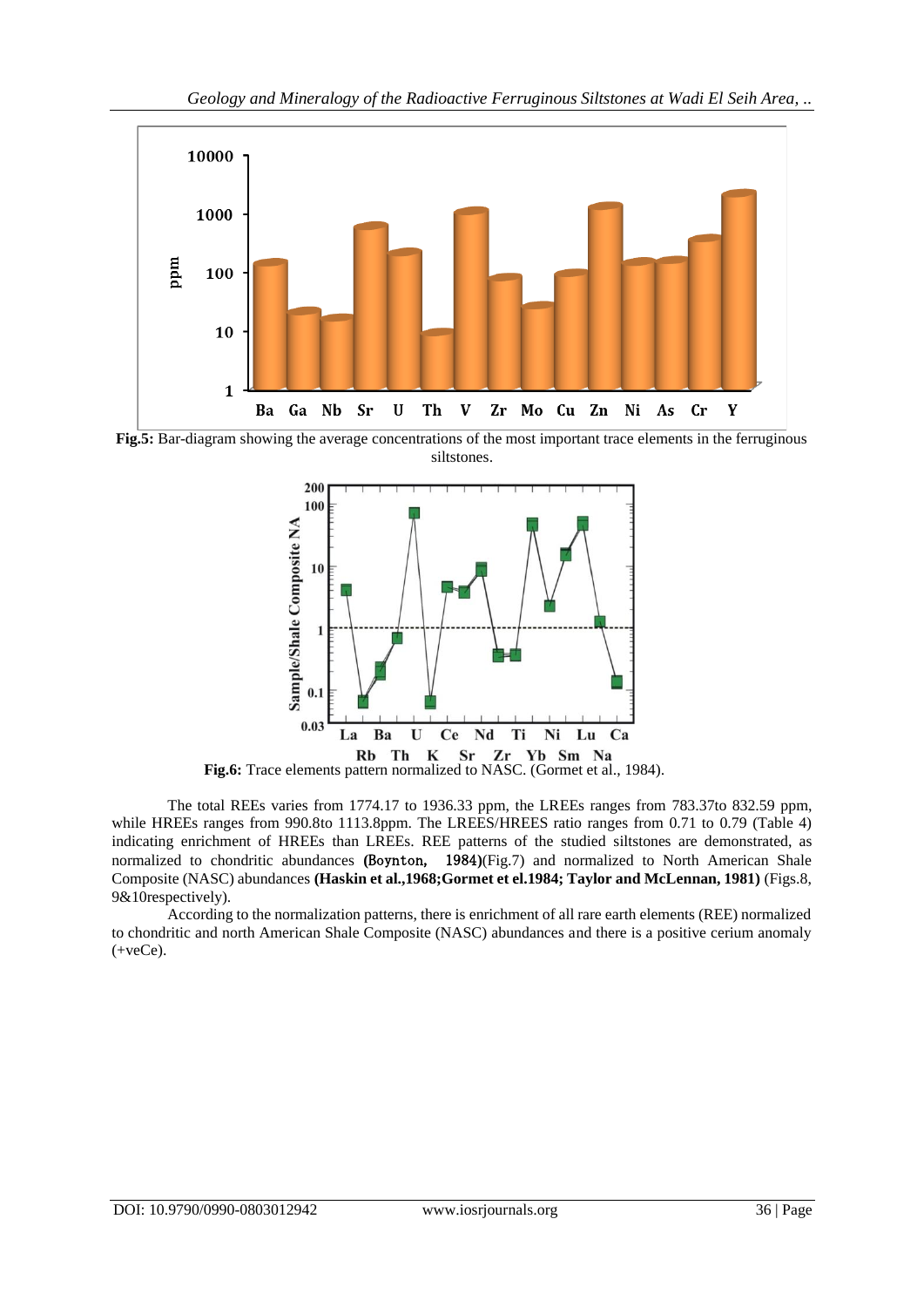**Fig.5:** Bar-diagram showing the average concentrations of the most important trace elements in the ferruginous siltstones.

**Fig.6:** Trace elements pattern normalized to NASC. (Gormet et al., 1984).

The total REEs varies from 1774.17 to 1936.33 ppm, the LREEs ranges from 783.37to 832.59 ppm, while HREEs ranges from 990.8to 1113.8ppm. The LREES/HREES ratio ranges from 0.71 to 0.79 (Table 4) indicating enrichment of HREEs than LREEs. REE patterns of the studied siltstones are demonstrated, as normalized to chondritic abundances **(Boynton, 1984)**(Fig.7) and normalized to North American Shale Composite (NASC) abundances **(Haskin et al.,1968;Gormet et el.1984; Taylor and McLennan, 1981)** (Figs.8, 9&10respectively).

According to the normalization patterns, there is enrichment of all rare earth elements (REE) normalized to chondritic and north American Shale Composite (NASC) abundances and there is a positive cerium anomaly (+veCe).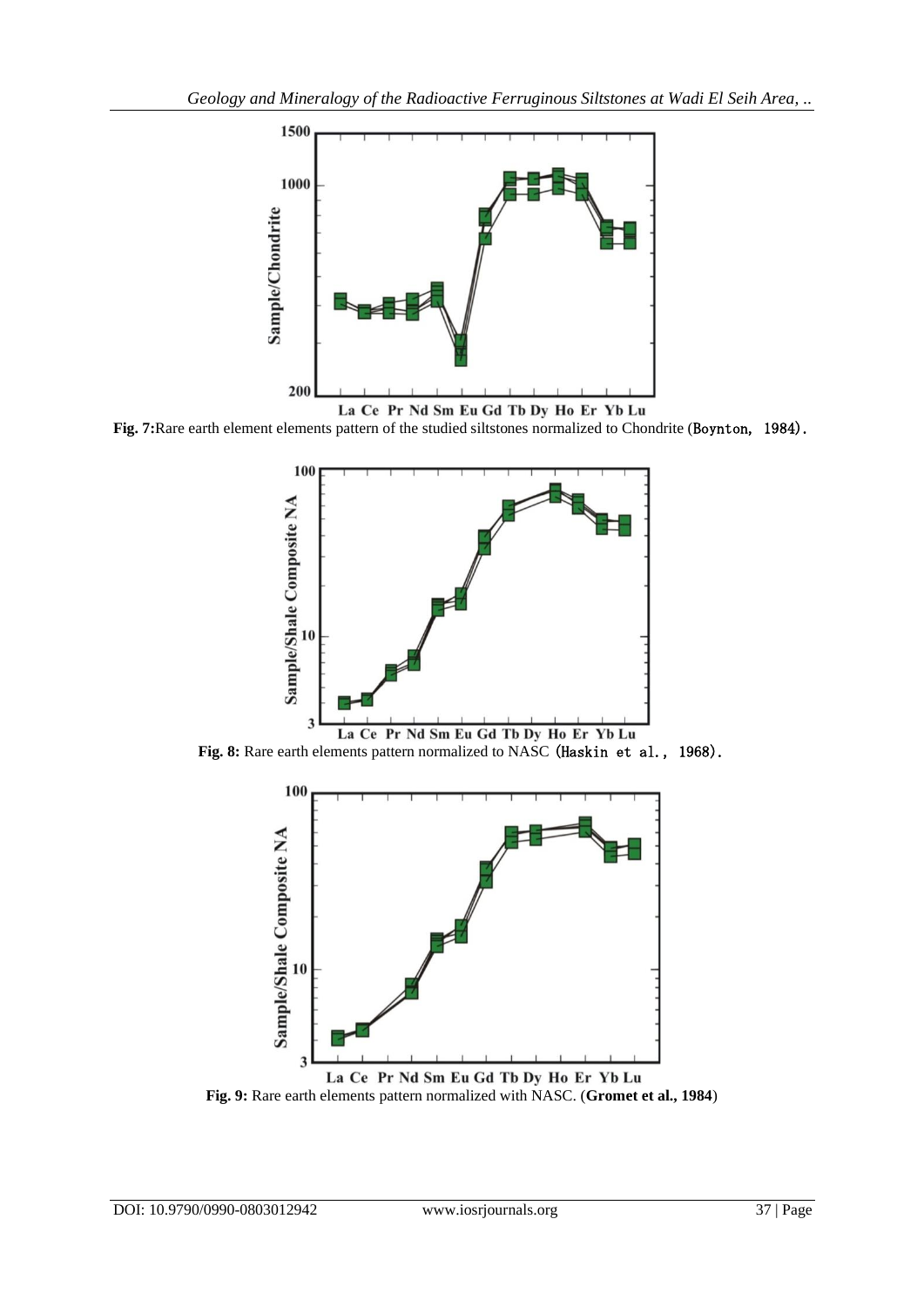Fig. 7: Rare earth element elements pattern of the studied siltstones normalized to Chondrite (Boynton, 1984).

Fig. 8: Rare earth elements pattern normalized to NASC (Haskin et al., 1968).

Fig. 9: Rare earth elements pattern normalized with NASC. (Gromet et al., 1984)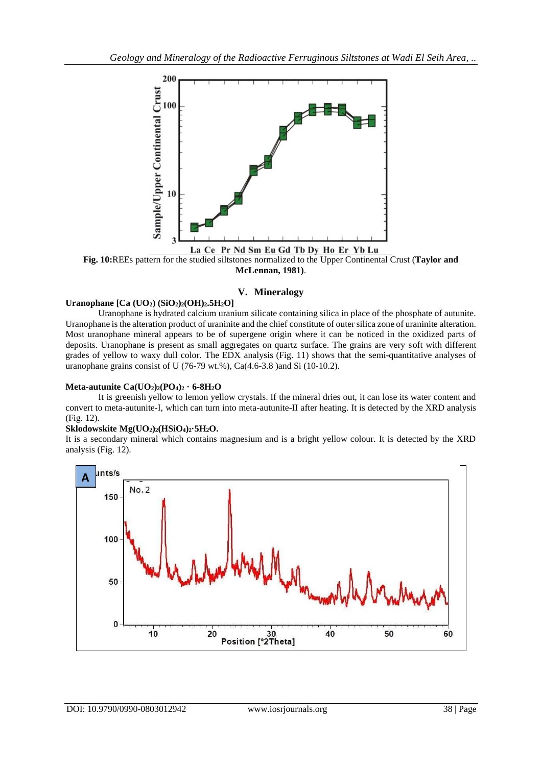Fig. 10:REEs pattern for the studied siltstones normalized to the Upper Continental Crust (**Taylor and McLennan, 1981**).

## V. Mineralogy

**Uranophane [Ca $(UO_2)$ $(SiO_2)_2(OH)_2.5H_2O$]**

Uranophane is hydrated calcium uranium silicate containing silica in place of the phosphate of autunite. Uranophane is the alteration product of uraninite and the chief constitute of outer silica zone of uraninite alteration. Most uranophane mineral appears to be of supergene origin where it can be noticed in the oxidized parts of deposits. Uranophane is present as small aggregates on quartz surface. The grains are very soft with different grades of yellow to waxy dull color. The EDX analysis (Fig. 11) shows that the semi-quantitative analyses of uranophane grains consist of U (76-79 wt.%), Ca(4.6-3.8 )and Si (10-10.2).

**Meta-autunite $Ca(UO_2)_2(PO_4)_2 \cdot 6\text{-}8H_2O$**

It is greenish yellow to lemon yellow crystals. If the mineral dries out, it can lose its water content and convert to meta-autunite-I, which can turn into meta-autunite-II after heating. It is detected by the XRD analysis (Fig. 12).

**Sklodowskite $Mg(UO_2)_2(HSiO_4)_2{\cdot}5H_2O$.**

It is a secondary mineral which contains magnesium and is a bright yellow colour. It is detected by the XRD analysis (Fig. 12).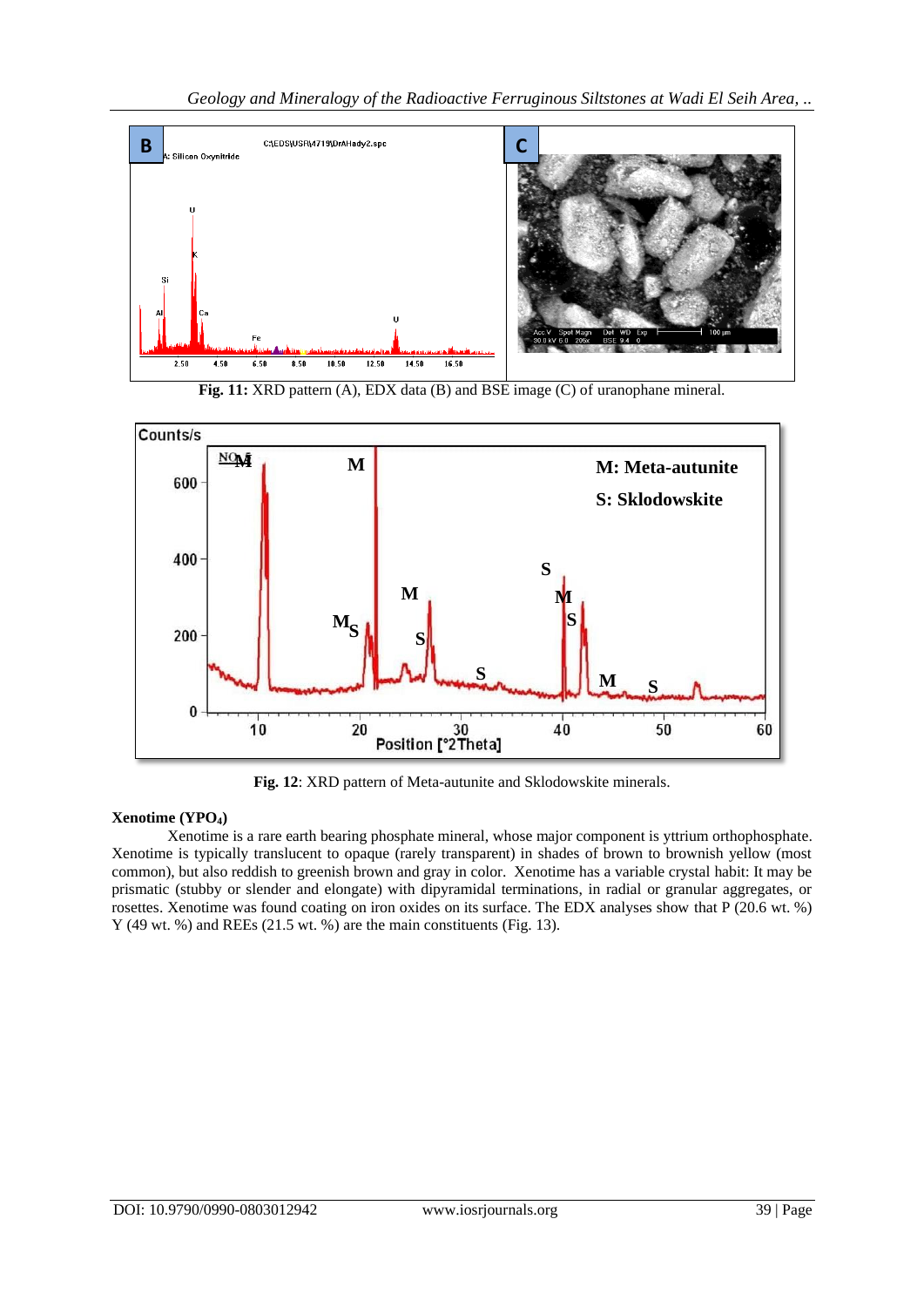**Fig. 11:** XRD pattern (A), EDX data (B) and BSE image (C) of uranophane mineral.

**Fig. 12**: XRD pattern of Meta-autunite and Sklodowskite minerals.

**Xenotime ($YPO_4$)**

Xenotime is a rare earth bearing phosphate mineral, whose major component is yttrium orthophosphate. Xenotime is typically translucent to opaque (rarely transparent) in shades of brown to brownish yellow (most common), but also reddish to greenish brown and gray in color. Xenotime has a variable crystal habit: It may be prismatic (stubby or slender and elongate) with dipyramidal terminations, in radial or granular aggregates, or rosettes. Xenotime was found coating on iron oxides on its surface. The EDX analyses show that P (20.6 wt. %) Y (49 wt. %) and REEs (21.5 wt. %) are the main constituents (Fig. 13).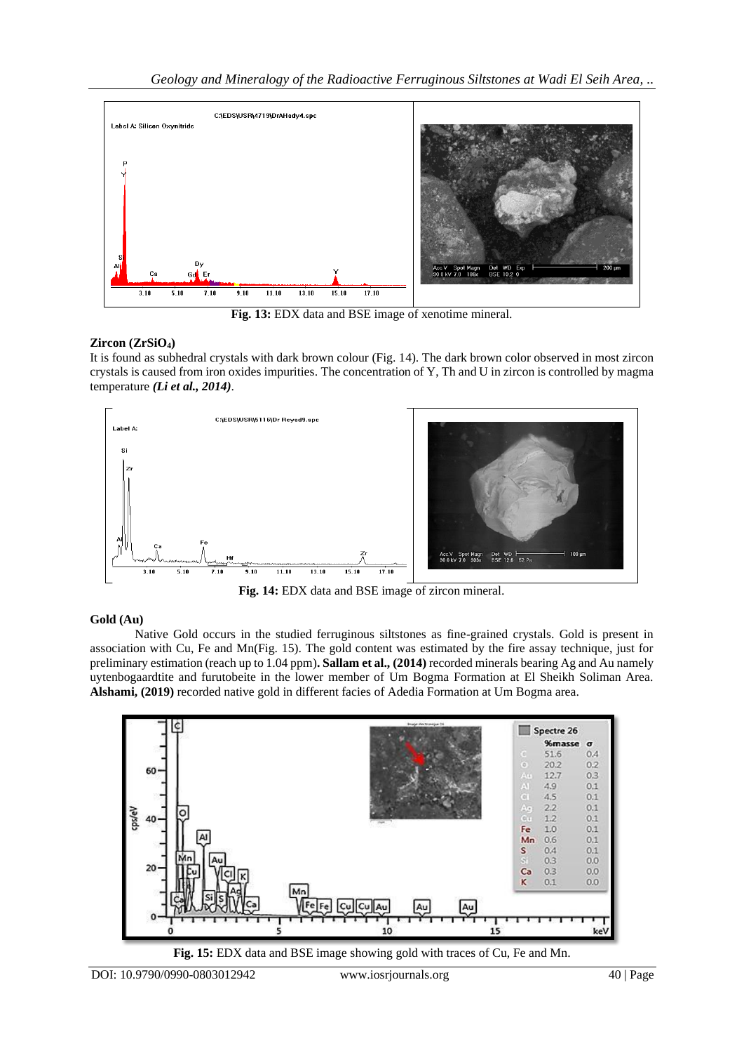Fig. 13: EDX data and BSE image of xenotime mineral.

### Zircon ($ZrSiO_4$)

It is found as subhedral crystals with dark brown colour (Fig. 14). The dark brown color observed in most zircon crystals is caused from iron oxides impurities. The concentration of Y, Th and U in zircon is controlled by magma temperature ***(Li et al., 2014)***.

**Fig. 14:** EDX data and BSE image of zircon mineral.

### Gold (Au)

Native Gold occurs in the studied ferruginous siltstones as fine-grained crystals. Gold is present in association with Cu, Fe and Mn(Fig. 15). The gold content was estimated by the fire assay technique, just for preliminary estimation (reach up to 1.04 ppm)**. Sallam et al., (2014)** recorded minerals bearing Ag and Au namely uytenbogaardtite and furutobeite in the lower member of Um Bogma Formation at El Sheikh Soliman Area. **Alshami, (2019)** recorded native gold in different facies of Adedia Formation at Um Bogma area.

**Fig. 15:** EDX data and BSE image showing gold with traces of Cu, Fe and Mn.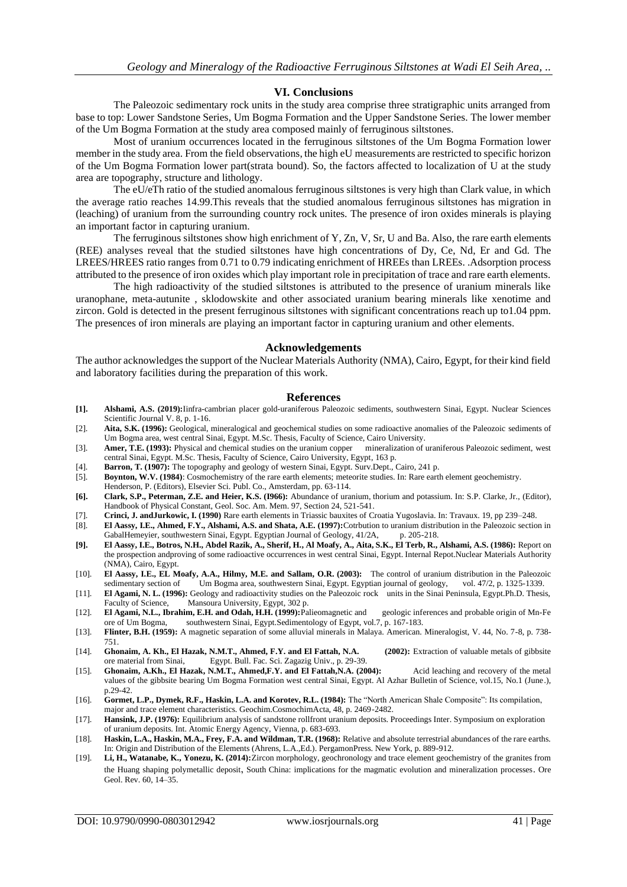## VI. Conclusions

The Paleozoic sedimentary rock units in the study area comprise three stratigraphic units arranged from base to top: Lower Sandstone Series, Um Bogma Formation and the Upper Sandstone Series. The lower member of the Um Bogma Formation at the study area composed mainly of ferruginous siltstones.

Most of uranium occurrences located in the ferruginous siltstones of the Um Bogma Formation lower member in the study area. From the field observations, the high eU measurements are restricted to specific horizon of the Um Bogma Formation lower part(strata bound). So, the factors affected to localization of U at the study area are topography, structure and lithology.

The eU/eTh ratio of the studied anomalous ferruginous siltstones is very high than Clark value, in which the average ratio reaches 14.99.This reveals that the studied anomalous ferruginous siltstones has migration in (leaching) of uranium from the surrounding country rock unites. The presence of iron oxides minerals is playing an important factor in capturing uranium.

The ferruginous siltstones show high enrichment of Y, Zn, V, Sr, U and Ba. Also, the rare earth elements (REE) analyses reveal that the studied siltstones have high concentrations of Dy, Ce, Nd, Er and Gd. The LREES/HREES ratio ranges from 0.71 to 0.79 indicating enrichment of HREEs than LREEs. .Adsorption process attributed to the presence of iron oxides which play important role in precipitation of trace and rare earth elements.

The high radioactivity of the studied siltstones is attributed to the presence of uranium minerals like uranophane, meta-autunite , sklodowskite and other associated uranium bearing minerals like xenotime and zircon. Gold is detected in the present ferruginous siltstones with significant concentrations reach up to1.04 ppm. The presences of iron minerals are playing an important factor in capturing uranium and other elements.

## Acknowledgements

The author acknowledges the support of the Nuclear Materials Authority (NMA), Cairo, Egypt, for their kind field and laboratory facilities during the preparation of this work.

## References

[1]. **Alshami, A.S. (2019):**Iinfra-cambrian placer gold-uraniferous Paleozoic sediments, southwestern Sinai, Egypt. Nuclear Sciences Scientific Journal V. 8, p. 1-16.

[2]. **Aita, S.K. (1996):** Geological, mineralogical and geochemical studies on some radioactive anomalies of the Paleozoic sediments of Um Bogma area, west central Sinai, Egypt. M.Sc. Thesis, Faculty of Science, Cairo University.

[3]. **Amer, T.E. (1993):** Physical and chemical studies on the uranium copper mineralization of uraniferous Paleozoic sediment, west central Sinai, Egypt. M.Sc. Thesis, Faculty of Science, Cairo University, Egypt, 163 p.

[4]. **Barron, T. (1907):** The topography and geology of western Sinai, Egypt. Surv.Dept., Cairo, 241 p.

[5]. **Boynton, W.V. (1984)**: Cosmochemistry of the rare earth elements; meteorite studies. In: Rare earth element geochemistry. Henderson, P. (Editors), Elsevier Sci. Publ. Co., Amsterdam, pp. 63-114.

[6]. **Clark, S.P., Peterman, Z.E. and Heier, K.S. (I966):** Abundance of uranium, thorium and potassium. In: S.P. Clarke, Jr., (Editor), Handbook of Physical Constant, Geol. Soc. Am. Mem. 97, Section 24, 521-541.

[7]. **Crinci, J. andJurkowic, I. (1990)** Rare earth elements in Triassic bauxites of Croatia Yugoslavia. In: Travaux. 19, pp 239–248.

[8]. **El Aassy, I.E., Ahmed, F.Y., Alshami, A.S. and Shata, A.E. (1997):**Cotrbution to uranium distribution in the Paleozoic section in GabalHemeyier, southwestern Sinai, Egypt. Egyptian Journal of Geology, 41/2A, p. 205-218.

[9]. **El Aassy, I.E., Botros, N.H., Abdel Razik, A., Sherif, H., Al Moafy, A., Aita, S.K., El Terb, R., Alshami, A.S. (1986):** Report on the prospection andproving of some radioactive occurrences in west central Sinai, Egypt. Internal Repot.Nuclear Materials Authority (NMA), Cairo, Egypt.

[10]. **El Aassy, I.E., EL Moafy, A.A., Hilmy, M.E. and Sallam, O.R. (2003):** The control of uranium distribution in the Paleozoic sedimentary section of Um Bogma area, southwestern Sinai, Egypt. Egyptian journal of geology, vol. 47/2, p. 1325-1339.

[11]. **El Agami, N. L. (1996):** Geology and radioactivity studies on the Paleozoic rock units in the Sinai Peninsula, Egypt.Ph.D. Thesis, Faculty of Science, Mansoura University, Egypt, 302 p.

[12]. **El Agami, N.L., Ibrahim, E.H. and Odah, H.H. (1999):**Palieomagnetic and geologic inferences and probable origin of Mn-Fe ore of Um Bogma, southwestern Sinai, Egypt.Sedimentology of Egypt, vol.7, p. 167-183.

[13]. **Flinter, B.H. (1959):** A magnetic separation of some alluvial minerals in Malaya. American. Mineralogist, V. 44, No. 7-8, p. 738-751.

[14]. **Ghonaim, A. Kh., El Hazak, N.M.T., Ahmed, F.Y. and El Fattah, N.A. (2002):** Extraction of valuable metals of gibbsite ore material from Sinai, Egypt. Bull. Fac. Sci. Zagazig Univ., p. 29-39.

[15]. **Ghonaim, A.Kh., El Hazak, N.M.T., Ahmed,F.Y. and El Fattah,N.A. (2004):** Acid leaching and recovery of the metal values of the gibbsite bearing Um Bogma Formation west central Sinai, Egypt. Al Azhar Bulletin of Science, vol.15, No.1 (June.), p.29-42.

[16]. **Gormet, L.P., Dymek, R.F., Haskin, L.A. and Korotev, R.L. (1984):** The "North American Shale Composite": Its compilation, major and trace element characteristics. Geochim.CosmochimActa, 48, p. 2469-2482.

[17]. **Hansink, J.P. (1976):** Equilibrium analysis of sandstone rollfront uranium deposits. Proceedings Inter. Symposium on exploration of uranium deposits. Int. Atomic Energy Agency, Vienna, p. 683-693.

[18]. **Haskin, L.A., Haskin, M.A., Frey, F.A. and Wildman, T.R. (1968):** Relative and absolute terrestrial abundances of the rare earths. In: Origin and Distribution of the Elements (Ahrens, L.A.,Ed.). PergamonPress. New York, p. 889-912.

[19]. **Li, H., Watanabe, K., Yonezu, K. (2014):**Zircon morphology, geochronology and trace element geochemistry of the granites from the Huang shaping polymetallic deposit, South China: implications for the magmatic evolution and mineralization processes. Ore Geol. Rev. 60, 14–35.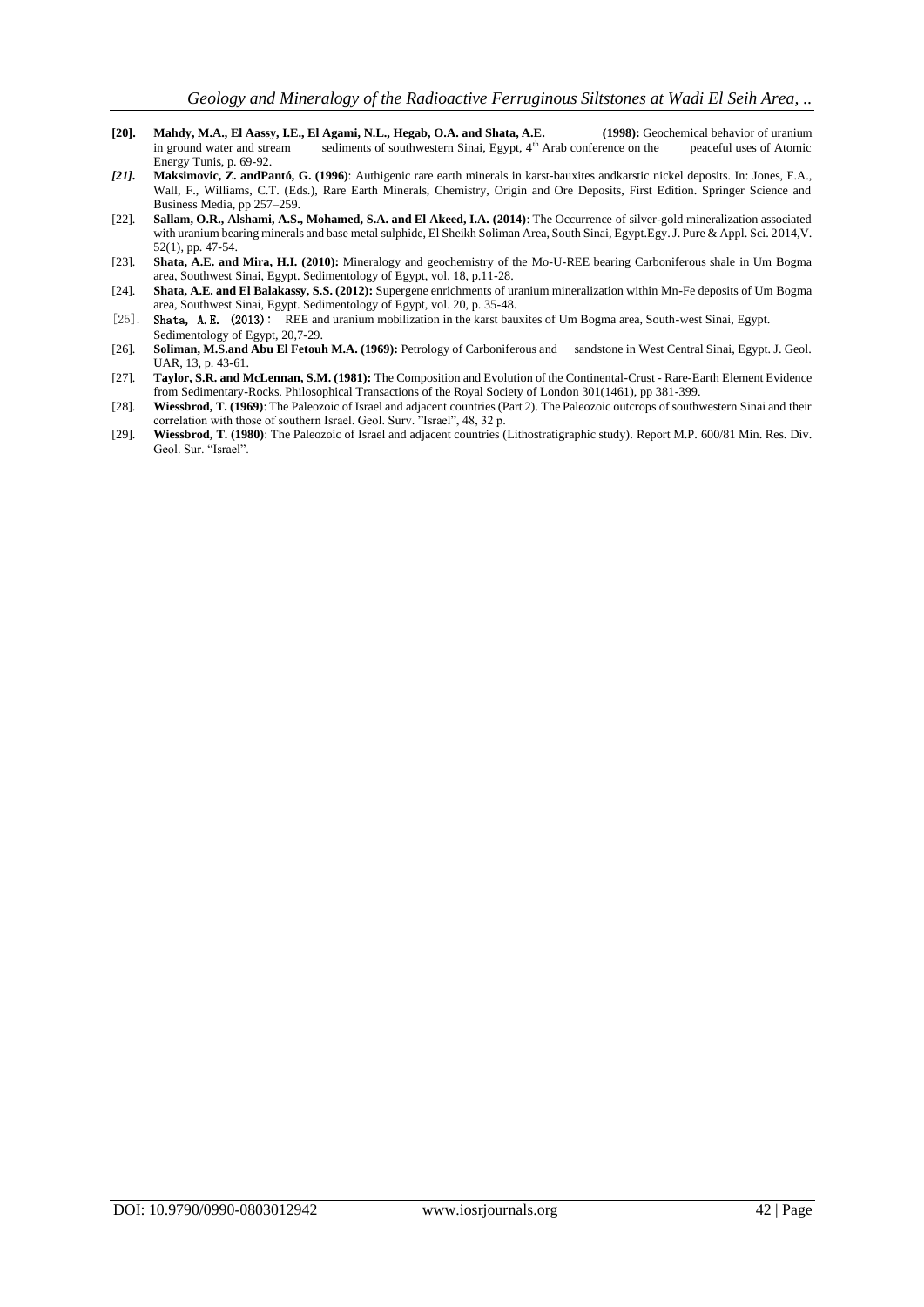**[20].** **Mahdy, M.A., El Aassy, I.E., El Agami, N.L., Hegab, O.A. and Shata, A.E. (1998):** Geochemical behavior of uranium in ground water and stream sediments of southwestern Sinai, Egypt, 4th Arab conference on the peaceful uses of Atomic Energy Tunis, p. 69-92.

***[21].*** **Maksimovic, Z. andPantó, G. (1996)**: Authigenic rare earth minerals in karst-bauxites andkarstic nickel deposits. In: Jones, F.A., Wall, F., Williams, C.T. (Eds.), Rare Earth Minerals, Chemistry, Origin and Ore Deposits, First Edition. Springer Science and Business Media, pp 257–259.

[22]. **Sallam, O.R., Alshami, A.S., Mohamed, S.A. and El Akeed, I.A. (2014)**: The Occurrence of silver-gold mineralization associated with uranium bearing minerals and base metal sulphide, El Sheikh Soliman Area, South Sinai, Egypt.Egy. J. Pure & Appl. Sci. 2014,V. 52(1), pp. 47-54.

[23]. **Shata, A.E. and Mira, H.I. (2010):** Mineralogy and geochemistry of the Mo-U-REE bearing Carboniferous shale in Um Bogma area, Southwest Sinai, Egypt. Sedimentology of Egypt, vol. 18, p.11-28.

[24]. **Shata, A.E. and El Balakassy, S.S. (2012):** Supergene enrichments of uranium mineralization within Mn-Fe deposits of Um Bogma area, Southwest Sinai, Egypt. Sedimentology of Egypt, vol. 20, p. 35-48.

[25]. **Shata, A.E. (2013):** REE and uranium mobilization in the karst bauxites of Um Bogma area, South-west Sinai, Egypt. Sedimentology of Egypt, 20,7-29.

[26]. **Soliman, M.S.and Abu El Fetouh M.A. (1969):** Petrology of Carboniferous and sandstone in West Central Sinai, Egypt. J. Geol. UAR, 13, p. 43-61.

[27]. **Taylor, S.R. and McLennan, S.M. (1981):** The Composition and Evolution of the Continental-Crust - Rare-Earth Element Evidence from Sedimentary-Rocks. Philosophical Transactions of the Royal Society of London 301(1461), pp 381-399.

[28]. **Wiessbrod, T. (1969)**: The Paleozoic of Israel and adjacent countries (Part 2). The Paleozoic outcrops of southwestern Sinai and their correlation with those of southern Israel. Geol. Surv. "Israel", 48, 32 p.

[29]. **Wiessbrod, T. (1980)**: The Paleozoic of Israel and adjacent countries (Lithostratigraphic study). Report M.P. 600/81 Min. Res. Div. Geol. Sur. "Israel".